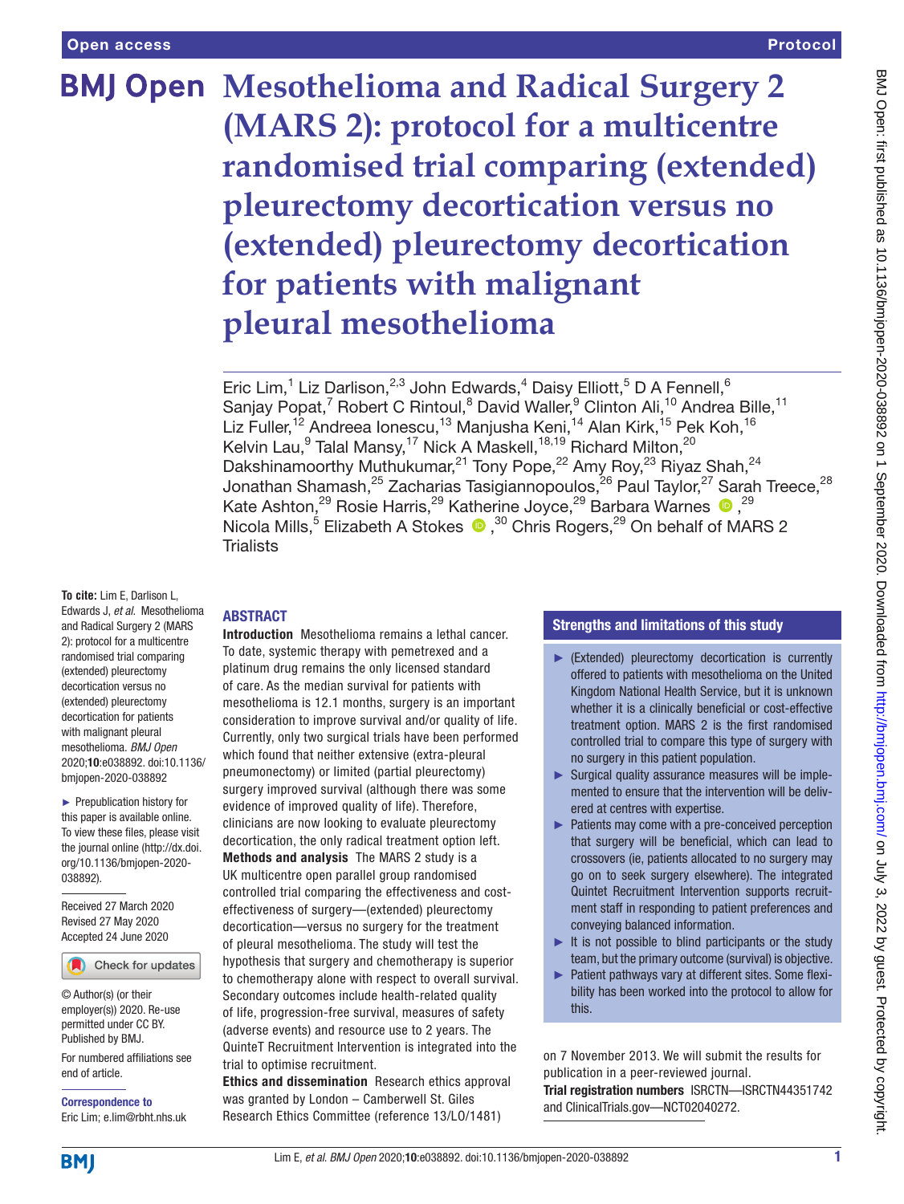Open access

Protocol

# Mesothelioma and Radical Surgery 2 (MARS 2): protocol for a multicentre randomised trial comparing (extended) pleurectomy decortication versus no (extended) pleurectomy decortication for patients with malignant pleural mesothelioma

Eric Lim,[1] Liz Darlison,[2,3] John Edwards,[4] Daisy Elliott,[5] D A Fennell,[6] Sanjay Popat,[7] Robert C Rintoul,[8] David Waller,[9] Clinton Ali,[10] Andrea Bille,[11] Liz Fuller,[12] Andreea Ionescu,[13] Manjusha Keni,[14] Alan Kirk,[15] Pek Koh,[16] Kelvin Lau,[9] Talal Mansy,[17] Nick A Maskell,[18,19] Richard Milton,[20] Dakshinamoorthy Muthukumar,[21] Tony Pope,[22] Amy Roy,[23] Riyaz Shah,[24] Jonathan Shamash,[25] Zacharias Tasigiannopoulos,[26] Paul Taylor,[27] Sarah Treece,[28] Kate Ashton,[29] Rosie Harris,[29] Katherine Joyce,[29] Barbara Warnes,[29] Nicola Mills,[5] Elizabeth A Stokes,[30] Chris Rogers,[29] On behalf of MARS 2 Trialists

**To cite:** Lim E, Darlison L, Edwards J, *et al*. Mesothelioma and Radical Surgery 2 (MARS 2): protocol for a multicentre randomised trial comparing (extended) pleurectomy decortication versus no (extended) pleurectomy decortication for patients with malignant pleural mesothelioma. *BMJ Open* 2020;**10**:e038892. doi:10.1136/bmjopen-2020-038892

► Prepublication history for this paper is available online. To view these files, please visit the journal online (http://dx.doi.org/10.1136/bmjopen-2020-038892).

Received 27 March 2020
Revised 27 May 2020
Accepted 24 June 2020

© Author(s) (or their employer(s)) 2020. Re-use permitted under CC BY. Published by BMJ.

For numbered affiliations see end of article.

**Correspondence to**
Eric Lim; e.lim@rbht.nhs.uk

## ABSTRACT

**Introduction** Mesothelioma remains a lethal cancer. To date, systemic therapy with pemetrexed and a platinum drug remains the only licensed standard of care. As the median survival for patients with mesothelioma is 12.1 months, surgery is an important consideration to improve survival and/or quality of life. Currently, only two surgical trials have been performed which found that neither extensive (extra-pleural pneumonectomy) or limited (partial pleurectomy) surgery improved survival (although there was some evidence of improved quality of life). Therefore, clinicians are now looking to evaluate pleurectomy decortication, the only radical treatment option left.

**Methods and analysis** The MARS 2 study is a UK multicentre open parallel group randomised controlled trial comparing the effectiveness and cost-effectiveness of surgery—(extended) pleurectomy decortication—versus no surgery for the treatment of pleural mesothelioma. The study will test the hypothesis that surgery and chemotherapy is superior to chemotherapy alone with respect to overall survival. Secondary outcomes include health-related quality of life, progression-free survival, measures of safety (adverse events) and resource use to 2 years. The QuinteT Recruitment Intervention is integrated into the trial to optimise recruitment.

**Ethics and dissemination** Research ethics approval was granted by London – Camberwell St. Giles Research Ethics Committee (reference 13/LO/1481) on 7 November 2013. We will submit the results for publication in a peer-reviewed journal.

**Trial registration numbers** ISRCTN—ISRCTN44351742 and ClinicalTrials.gov—NCT02040272.

## Strengths and limitations of this study

- ► (Extended) pleurectomy decortication is currently offered to patients with mesothelioma on the United Kingdom National Health Service, but it is unknown whether it is a clinically beneficial or cost-effective treatment option. MARS 2 is the first randomised controlled trial to compare this type of surgery with no surgery in this patient population.
- ► Surgical quality assurance measures will be implemented to ensure that the intervention will be delivered at centres with expertise.
- ► Patients may come with a pre-conceived perception that surgery will be beneficial, which can lead to crossovers (ie, patients allocated to no surgery may go on to seek surgery elsewhere). The integrated Quintet Recruitment Intervention supports recruitment staff in responding to patient preferences and conveying balanced information.
- ► It is not possible to blind participants or the study team, but the primary outcome (survival) is objective.
- ► Patient pathways vary at different sites. Some flexibility has been worked into the protocol to allow for this.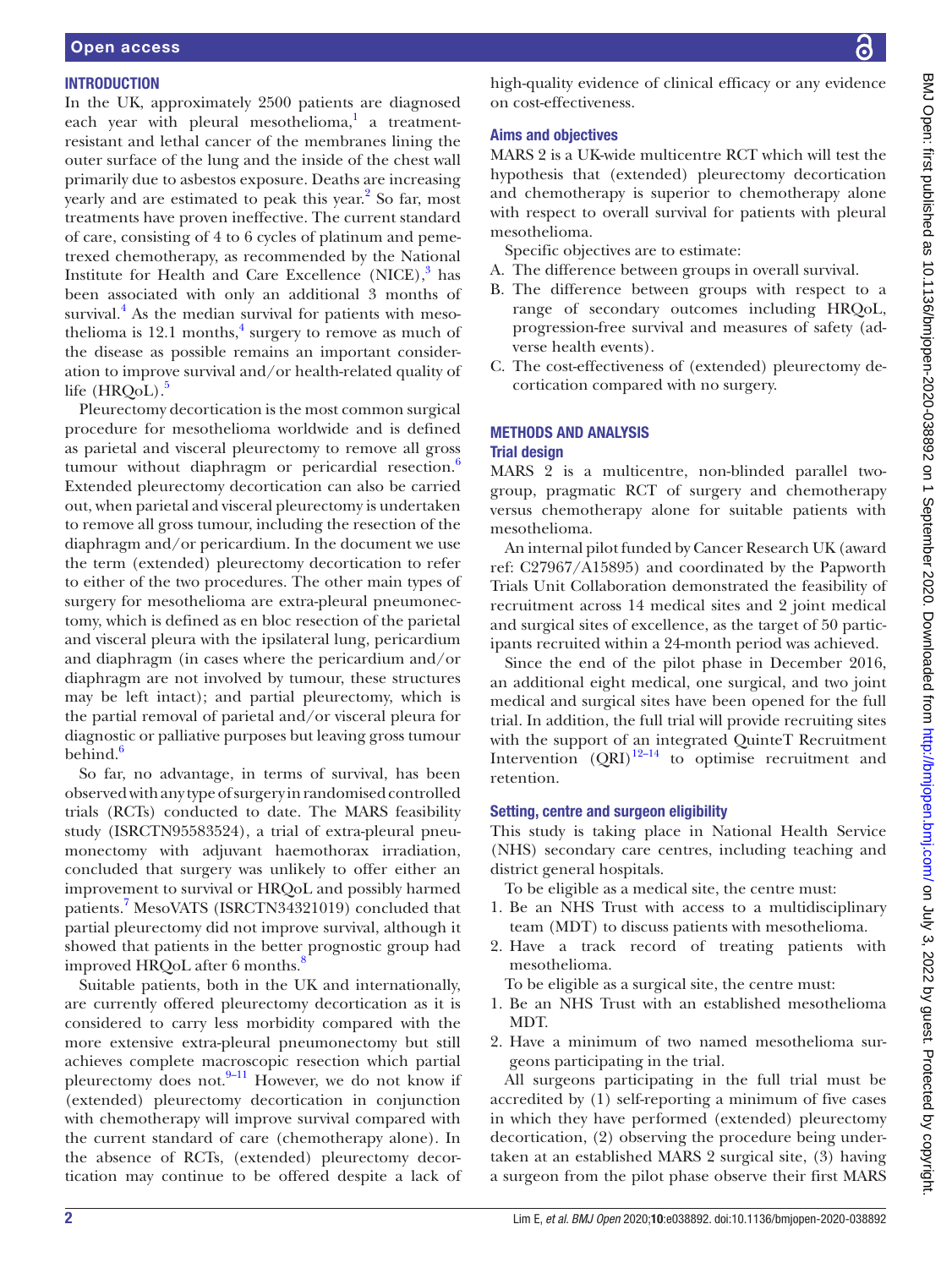## INTRODUCTION

In the UK, approximately 2500 patients are diagnosed each year with pleural mesothelioma,[1] a treatment-resistant and lethal cancer of the membranes lining the outer surface of the lung and the inside of the chest wall primarily due to asbestos exposure. Deaths are increasing yearly and are estimated to peak this year.[2] So far, most treatments have proven ineffective. The current standard of care, consisting of 4 to 6 cycles of platinum and pemetrexed chemotherapy, as recommended by the National Institute for Health and Care Excellence (NICE),[3] has been associated with only an additional 3 months of survival.[4] As the median survival for patients with mesothelioma is 12.1 months,[4] surgery to remove as much of the disease as possible remains an important consideration to improve survival and/or health-related quality of life (HRQoL).[5]

Pleurectomy decortication is the most common surgical procedure for mesothelioma worldwide and is defined as parietal and visceral pleurectomy to remove all gross tumour without diaphragm or pericardial resection.[6] Extended pleurectomy decortication can also be carried out, when parietal and visceral pleurectomy is undertaken to remove all gross tumour, including the resection of the diaphragm and/or pericardium. In the document we use the term (extended) pleurectomy decortication to refer to either of the two procedures. The other main types of surgery for mesothelioma are extra-pleural pneumonectomy, which is defined as en bloc resection of the parietal and visceral pleura with the ipsilateral lung, pericardium and diaphragm (in cases where the pericardium and/or diaphragm are not involved by tumour, these structures may be left intact); and partial pleurectomy, which is the partial removal of parietal and/or visceral pleura for diagnostic or palliative purposes but leaving gross tumour behind.[6]

So far, no advantage, in terms of survival, has been observed with any type of surgery in randomised controlled trials (RCTs) conducted to date. The MARS feasibility study (ISRCTN95583524), a trial of extra-pleural pneumonectomy with adjuvant haemothorax irradiation, concluded that surgery was unlikely to offer either an improvement to survival or HRQoL and possibly harmed patients.[7] MesoVATS (ISRCTN34321019) concluded that partial pleurectomy did not improve survival, although it showed that patients in the better prognostic group had improved HRQoL after 6 months.[8]

Suitable patients, both in the UK and internationally, are currently offered pleurectomy decortication as it is considered to carry less morbidity compared with the more extensive extra-pleural pneumonectomy but still achieves complete macroscopic resection which partial pleurectomy does not.[9–11] However, we do not know if (extended) pleurectomy decortication in conjunction with chemotherapy will improve survival compared with the current standard of care (chemotherapy alone). In the absence of RCTs, (extended) pleurectomy decortication may continue to be offered despite a lack of high-quality evidence of clinical efficacy or any evidence on cost-effectiveness.

### Aims and objectives

MARS 2 is a UK-wide multicentre RCT which will test the hypothesis that (extended) pleurectomy decortication and chemotherapy is superior to chemotherapy alone with respect to overall survival for patients with pleural mesothelioma.

Specific objectives are to estimate:

A. The difference between groups in overall survival.
B. The difference between groups with respect to a range of secondary outcomes including HRQoL, progression-free survival and measures of safety (adverse health events).
C. The cost-effectiveness of (extended) pleurectomy decortication compared with no surgery.

## METHODS AND ANALYSIS

### Trial design

MARS 2 is a multicentre, non-blinded parallel two-group, pragmatic RCT of surgery and chemotherapy versus chemotherapy alone for suitable patients with mesothelioma.

An internal pilot funded by Cancer Research UK (award ref: C27967/A15895) and coordinated by the Papworth Trials Unit Collaboration demonstrated the feasibility of recruitment across 14 medical sites and 2 joint medical and surgical sites of excellence, as the target of 50 participants recruited within a 24-month period was achieved.

Since the end of the pilot phase in December 2016, an additional eight medical, one surgical, and two joint medical and surgical sites have been opened for the full trial. In addition, the full trial will provide recruiting sites with the support of an integrated QuinteT Recruitment Intervention (QRI)[12–14] to optimise recruitment and retention.

### Setting, centre and surgeon eligibility

This study is taking place in National Health Service (NHS) secondary care centres, including teaching and district general hospitals.

To be eligible as a medical site, the centre must:

1. Be an NHS Trust with access to a multidisciplinary team (MDT) to discuss patients with mesothelioma.
2. Have a track record of treating patients with mesothelioma.

To be eligible as a surgical site, the centre must:

1. Be an NHS Trust with an established mesothelioma MDT.
2. Have a minimum of two named mesothelioma surgeons participating in the trial.

All surgeons participating in the full trial must be accredited by (1) self-reporting a minimum of five cases in which they have performed (extended) pleurectomy decortication, (2) observing the procedure being undertaken at an established MARS 2 surgical site, (3) having a surgeon from the pilot phase observe their first MARS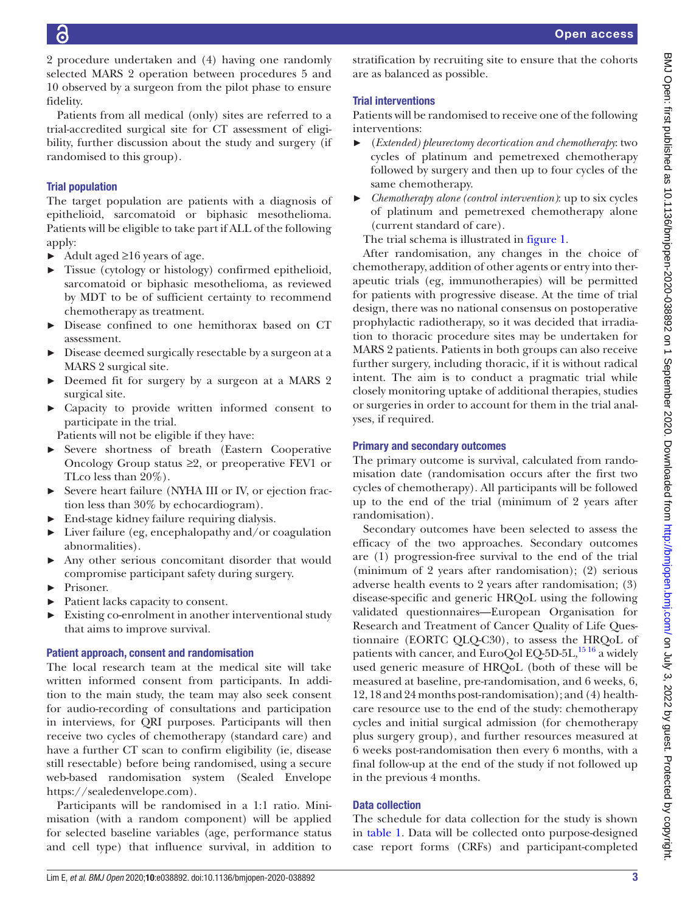2 procedure undertaken and (4) having one randomly selected MARS 2 operation between procedures 5 and 10 observed by a surgeon from the pilot phase to ensure fidelity.

Patients from all medical (only) sites are referred to a trial-accredited surgical site for CT assessment of eligibility, further discussion about the study and surgery (if randomised to this group).

### Trial population

The target population are patients with a diagnosis of epithelioid, sarcomatoid or biphasic mesothelioma. Patients will be eligible to take part if ALL of the following apply:

- Adult aged ≥16 years of age.
- Tissue (cytology or histology) confirmed epithelioid, sarcomatoid or biphasic mesothelioma, as reviewed by MDT to be of sufficient certainty to recommend chemotherapy as treatment.
- Disease confined to one hemithorax based on CT assessment.
- Disease deemed surgically resectable by a surgeon at a MARS 2 surgical site.
- Deemed fit for surgery by a surgeon at a MARS 2 surgical site.
- Capacity to provide written informed consent to participate in the trial.

Patients will not be eligible if they have:

- Severe shortness of breath (Eastern Cooperative Oncology Group status ≥2, or preoperative FEV1 or TLco less than 20%).
- Severe heart failure (NYHA III or IV, or ejection fraction less than 30% by echocardiogram).
- End-stage kidney failure requiring dialysis.
- Liver failure (eg, encephalopathy and/or coagulation abnormalities).
- Any other serious concomitant disorder that would compromise participant safety during surgery.
- Prisoner.
- Patient lacks capacity to consent.
- Existing co-enrolment in another interventional study that aims to improve survival.

### Patient approach, consent and randomisation

The local research team at the medical site will take written informed consent from participants. In addition to the main study, the team may also seek consent for audio-recording of consultations and participation in interviews, for QRI purposes. Participants will then receive two cycles of chemotherapy (standard care) and have a further CT scan to confirm eligibility (ie, disease still resectable) before being randomised, using a secure web-based randomisation system (Sealed Envelope https://sealedenvelope.com).

Participants will be randomised in a 1:1 ratio. Minimisation (with a random component) will be applied for selected baseline variables (age, performance status and cell type) that influence survival, in addition to stratification by recruiting site to ensure that the cohorts are as balanced as possible.

### Trial interventions

Patients will be randomised to receive one of the following interventions:

- *(Extended) pleurectomy decortication and chemotherapy*: two cycles of platinum and pemetrexed chemotherapy followed by surgery and then up to four cycles of the same chemotherapy.
- *Chemotherapy alone (control intervention)*: up to six cycles of platinum and pemetrexed chemotherapy alone (current standard of care).

The trial schema is illustrated in figure 1.

After randomisation, any changes in the choice of chemotherapy, addition of other agents or entry into therapeutic trials (eg, immunotherapies) will be permitted for patients with progressive disease. At the time of trial design, there was no national consensus on postoperative prophylactic radiotherapy, so it was decided that irradiation to thoracic procedure sites may be undertaken for MARS 2 patients. Patients in both groups can also receive further surgery, including thoracic, if it is without radical intent. The aim is to conduct a pragmatic trial while closely monitoring uptake of additional therapies, studies or surgeries in order to account for them in the trial analyses, if required.

### Primary and secondary outcomes

The primary outcome is survival, calculated from randomisation date (randomisation occurs after the first two cycles of chemotherapy). All participants will be followed up to the end of the trial (minimum of 2 years after randomisation).

Secondary outcomes have been selected to assess the efficacy of the two approaches. Secondary outcomes are (1) progression-free survival to the end of the trial (minimum of 2 years after randomisation); (2) serious adverse health events to 2 years after randomisation; (3) disease-specific and generic HRQoL using the following validated questionnaires—European Organisation for Research and Treatment of Cancer Quality of Life Questionnaire (EORTC QLQ-C30), to assess the HRQoL of patients with cancer, and EuroQol EQ-5D-5L,[15,16] a widely used generic measure of HRQoL (both of these will be measured at baseline, pre-randomisation, and 6 weeks, 6, 12, 18 and 24 months post-randomisation); and (4) healthcare resource use to the end of the study: chemotherapy cycles and initial surgical admission (for chemotherapy plus surgery group), and further resources measured at 6 weeks post-randomisation then every 6 months, with a final follow-up at the end of the study if not followed up in the previous 4 months.

### Data collection

The schedule for data collection for the study is shown in table 1. Data will be collected onto purpose-designed case report forms (CRFs) and participant-completed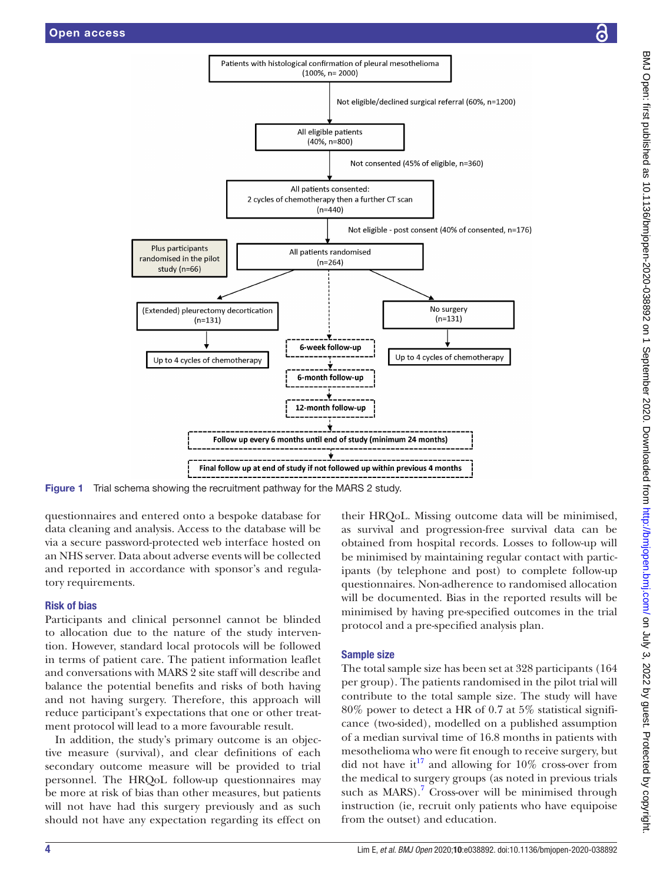Patients with histological confirmation of pleural mesothelioma (100%, n= 2000)

Not eligible/declined surgical referral (60%, n=1200)

All eligible patients (40%, n=800)

Not consented (45% of eligible, n=360)

All patients consented: 2 cycles of chemotherapy then a further CT scan (n=440)

Not eligible - post consent (40% of consented, n=176)

Plus participants randomised in the pilot study (n=66)

All patients randomised (n=264)

(Extended) pleurectomy decortication (n=131)

Up to 4 cycles of chemotherapy

No surgery (n=131)

Up to 4 cycles of chemotherapy

6-week follow-up

6-month follow-up

12-month follow-up

Follow up every 6 months until end of study (minimum 24 months)

Final follow up at end of study if not followed up within previous 4 months

**Figure 1** Trial schema showing the recruitment pathway for the MARS 2 study.

questionnaires and entered onto a bespoke database for data cleaning and analysis. Access to the database will be via a secure password-protected web interface hosted on an NHS server. Data about adverse events will be collected and reported in accordance with sponsor's and regulatory requirements.

## Risk of bias

Participants and clinical personnel cannot be blinded to allocation due to the nature of the study intervention. However, standard local protocols will be followed in terms of patient care. The patient information leaflet and conversations with MARS 2 site staff will describe and balance the potential benefits and risks of both having and not having surgery. Therefore, this approach will reduce participant's expectations that one or other treatment protocol will lead to a more favourable result.

In addition, the study's primary outcome is an objective measure (survival), and clear definitions of each secondary outcome measure will be provided to trial personnel. The HRQoL follow-up questionnaires may be more at risk of bias than other measures, but patients will not have had this surgery previously and as such should not have any expectation regarding its effect on their HRQoL. Missing outcome data will be minimised, as survival and progression-free survival data can be obtained from hospital records. Losses to follow-up will be minimised by maintaining regular contact with participants (by telephone and post) to complete follow-up questionnaires. Non-adherence to randomised allocation will be documented. Bias in the reported results will be minimised by having pre-specified outcomes in the trial protocol and a pre-specified analysis plan.

## Sample size

The total sample size has been set at 328 participants (164 per group). The patients randomised in the pilot trial will contribute to the total sample size. The study will have 80% power to detect a HR of 0.7 at 5% statistical significance (two-sided), modelled on a published assumption of a median survival time of 16.8 months in patients with mesothelioma who were fit enough to receive surgery, but did not have it[17] and allowing for 10% cross-over from the medical to surgery groups (as noted in previous trials such as MARS).[7] Cross-over will be minimised through instruction (ie, recruit only patients who have equipoise from the outset) and education.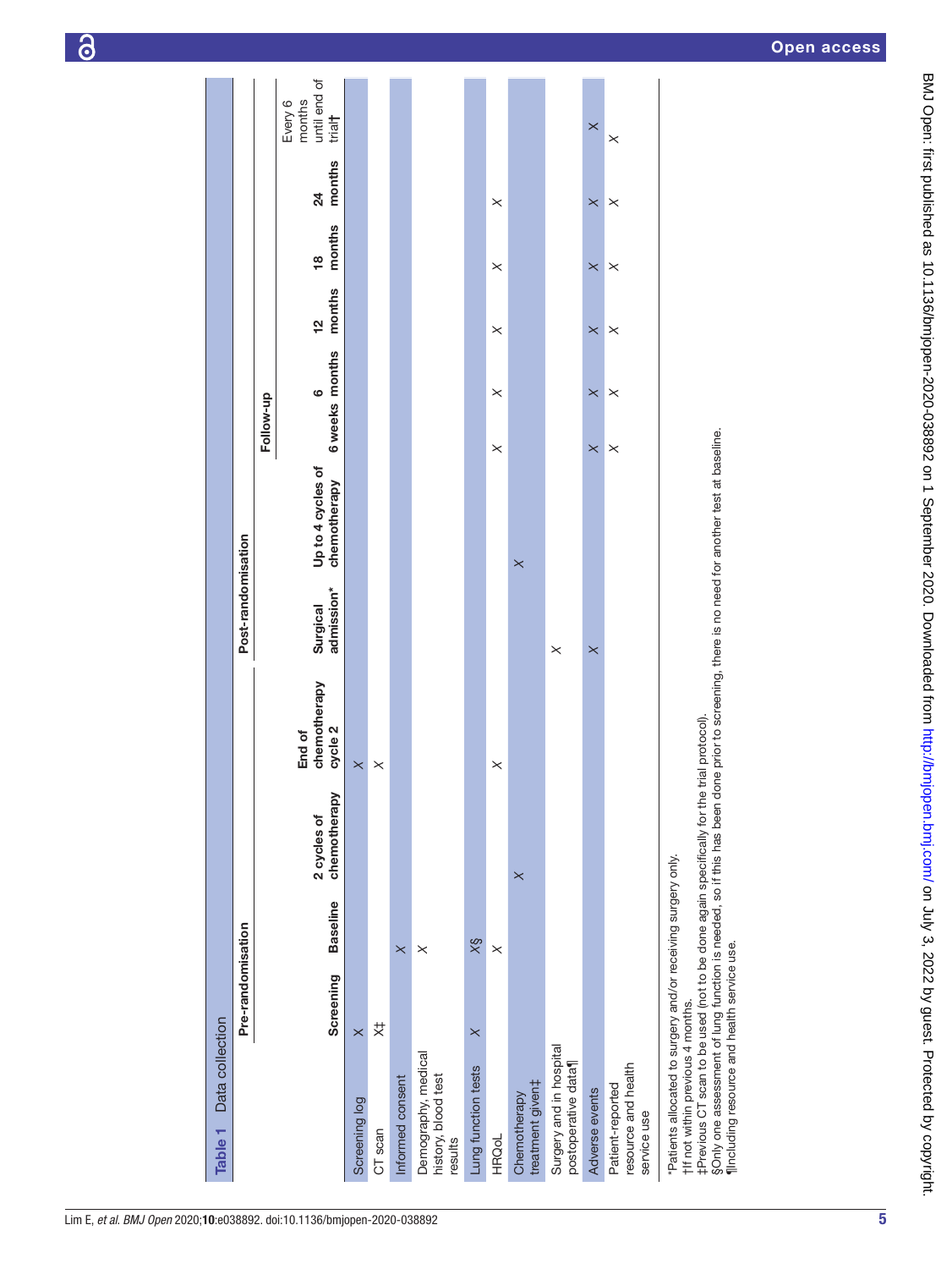**Table 1** Data collection

| | Pre-randomisation | | | | Post-randomisation | | | | | | | |
|---|---|---|---|---|---|---|---|---|---|---|---|---|
| | | | | | | | Follow-up | | | | | |
| | Screening | Baseline | 2 cycles of chemotherapy | End of chemotherapy cycle 2 | Surgical admission* | Up to 4 cycles of chemotherapy | 6 weeks | 6 months | 12 months | 18 months | 24 months | Every 6 months until end of trial† |
| Screening log | X | | | X | | | | | | | | |
| CT scan | X‡ | | | X | | | | | | | | |
| Informed consent | | X | | | | | | | | | | |
| Demography, medical history, blood test results | | X | | | | | | | | | | |
| Lung function tests | X | X§ | | | | | | | | | | |
| HRQoL | | X | | X | | | X | X | X | X | X | |
| Chemotherapy treatment given‡ | | | X | | | X | | | | | | |
| Surgery and in hospital postoperative data¶ | | | | | X | | | | | | | |
| Adverse events | | | | | X | | X | X | X | X | X | X |
| Patient-reported resource and health service use | | | | | | | X | X | X | X | X | X |

*Patients allocated to surgery and/or receiving surgery only.
†If not within previous 4 months.
‡Previous CT scan to be used (not to be done again specifically for the trial protocol).
§Only one assessment of lung function is needed, so if this has been done prior to screening, there is no need for another test at baseline.
¶Including resource and health service use.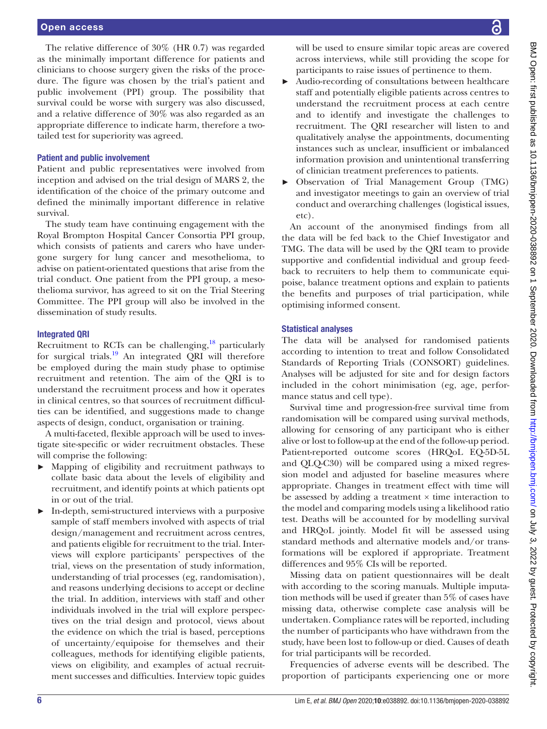The relative difference of 30% (HR 0.7) was regarded as the minimally important difference for patients and clinicians to choose surgery given the risks of the procedure. The figure was chosen by the trial's patient and public involvement (PPI) group. The possibility that survival could be worse with surgery was also discussed, and a relative difference of 30% was also regarded as an appropriate difference to indicate harm, therefore a two-tailed test for superiority was agreed.

### Patient and public involvement

Patient and public representatives were involved from inception and advised on the trial design of MARS 2, the identification of the choice of the primary outcome and defined the minimally important difference in relative survival.

The study team have continuing engagement with the Royal Brompton Hospital Cancer Consortia PPI group, which consists of patients and carers who have undergone surgery for lung cancer and mesothelioma, to advise on patient-orientated questions that arise from the trial conduct. One patient from the PPI group, a mesothelioma survivor, has agreed to sit on the Trial Steering Committee. The PPI group will also be involved in the dissemination of study results.

### Integrated QRI

Recruitment to RCTs can be challenging,[18] particularly for surgical trials.[19] An integrated QRI will therefore be employed during the main study phase to optimise recruitment and retention. The aim of the QRI is to understand the recruitment process and how it operates in clinical centres, so that sources of recruitment difficulties can be identified, and suggestions made to change aspects of design, conduct, organisation or training.

A multi-faceted, flexible approach will be used to investigate site-specific or wider recruitment obstacles. These will comprise the following:

- Mapping of eligibility and recruitment pathways to collate basic data about the levels of eligibility and recruitment, and identify points at which patients opt in or out of the trial.
- In-depth, semi-structured interviews with a purposive sample of staff members involved with aspects of trial design/management and recruitment across centres, and patients eligible for recruitment to the trial. Interviews will explore participants' perspectives of the trial, views on the presentation of study information, understanding of trial processes (eg, randomisation), and reasons underlying decisions to accept or decline the trial. In addition, interviews with staff and other individuals involved in the trial will explore perspectives on the trial design and protocol, views about the evidence on which the trial is based, perceptions of uncertainty/equipoise for themselves and their colleagues, methods for identifying eligible patients, views on eligibility, and examples of actual recruitment successes and difficulties. Interview topic guides will be used to ensure similar topic areas are covered across interviews, while still providing the scope for participants to raise issues of pertinence to them.
- Audio-recording of consultations between healthcare staff and potentially eligible patients across centres to understand the recruitment process at each centre and to identify and investigate the challenges to recruitment. The QRI researcher will listen to and qualitatively analyse the appointments, documenting instances such as unclear, insufficient or imbalanced information provision and unintentional transferring of clinician treatment preferences to patients.
- Observation of Trial Management Group (TMG) and investigator meetings to gain an overview of trial conduct and overarching challenges (logistical issues, etc).

An account of the anonymised findings from all the data will be fed back to the Chief Investigator and TMG. The data will be used by the QRI team to provide supportive and confidential individual and group feedback to recruiters to help them to communicate equipoise, balance treatment options and explain to patients the benefits and purposes of trial participation, while optimising informed consent.

### Statistical analyses

The data will be analysed for randomised patients according to intention to treat and follow Consolidated Standards of Reporting Trials (CONSORT) guidelines. Analyses will be adjusted for site and for design factors included in the cohort minimisation (eg, age, performance status and cell type).

Survival time and progression-free survival time from randomisation will be compared using survival methods, allowing for censoring of any participant who is either alive or lost to follow-up at the end of the follow-up period. Patient-reported outcome scores (HRQoL EQ-5D-5L and QLQ-C30) will be compared using a mixed regression model and adjusted for baseline measures where appropriate. Changes in treatment effect with time will be assessed by adding a treatment × time interaction to the model and comparing models using a likelihood ratio test. Deaths will be accounted for by modelling survival and HRQoL jointly. Model fit will be assessed using standard methods and alternative models and/or transformations will be explored if appropriate. Treatment differences and 95% CIs will be reported.

Missing data on patient questionnaires will be dealt with according to the scoring manuals. Multiple imputation methods will be used if greater than 5% of cases have missing data, otherwise complete case analysis will be undertaken. Compliance rates will be reported, including the number of participants who have withdrawn from the study, have been lost to follow-up or died. Causes of death for trial participants will be recorded.

Frequencies of adverse events will be described. The proportion of participants experiencing one or more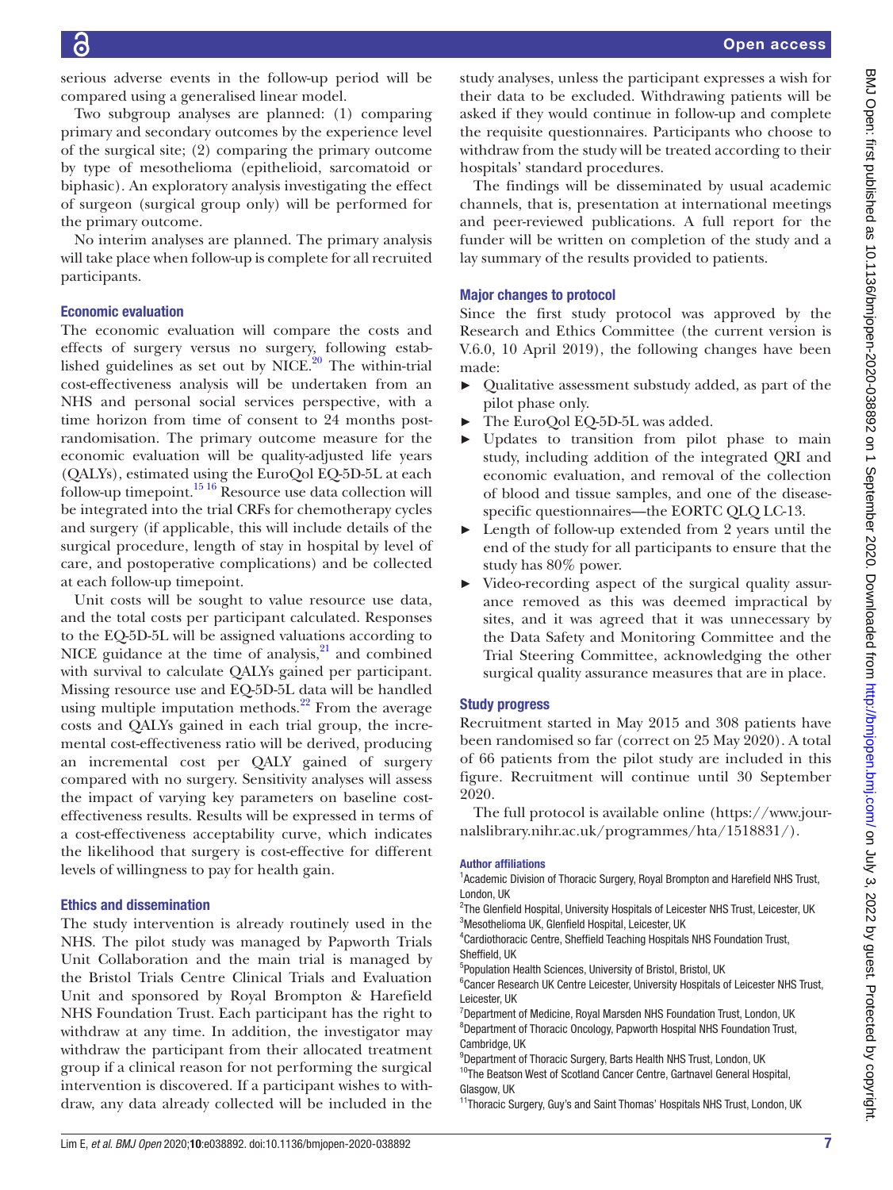serious adverse events in the follow-up period will be compared using a generalised linear model.

Two subgroup analyses are planned: (1) comparing primary and secondary outcomes by the experience level of the surgical site; (2) comparing the primary outcome by type of mesothelioma (epithelioid, sarcomatoid or biphasic). An exploratory analysis investigating the effect of surgeon (surgical group only) will be performed for the primary outcome.

No interim analyses are planned. The primary analysis will take place when follow-up is complete for all recruited participants.

### Economic evaluation

The economic evaluation will compare the costs and effects of surgery versus no surgery, following established guidelines as set out by NICE.[20] The within-trial cost-effectiveness analysis will be undertaken from an NHS and personal social services perspective, with a time horizon from time of consent to 24 months post-randomisation. The primary outcome measure for the economic evaluation will be quality-adjusted life years (QALYs), estimated using the EuroQol EQ-5D-5L at each follow-up timepoint.[15,16] Resource use data collection will be integrated into the trial CRFs for chemotherapy cycles and surgery (if applicable, this will include details of the surgical procedure, length of stay in hospital by level of care, and postoperative complications) and be collected at each follow-up timepoint.

Unit costs will be sought to value resource use data, and the total costs per participant calculated. Responses to the EQ-5D-5L will be assigned valuations according to NICE guidance at the time of analysis,[21] and combined with survival to calculate QALYs gained per participant. Missing resource use and EQ-5D-5L data will be handled using multiple imputation methods.[22] From the average costs and QALYs gained in each trial group, the incremental cost-effectiveness ratio will be derived, producing an incremental cost per QALY gained of surgery compared with no surgery. Sensitivity analyses will assess the impact of varying key parameters on baseline cost-effectiveness results. Results will be expressed in terms of a cost-effectiveness acceptability curve, which indicates the likelihood that surgery is cost-effective for different levels of willingness to pay for health gain.

### Ethics and dissemination

The study intervention is already routinely used in the NHS. The pilot study was managed by Papworth Trials Unit Collaboration and the main trial is managed by the Bristol Trials Centre Clinical Trials and Evaluation Unit and sponsored by Royal Brompton & Harefield NHS Foundation Trust. Each participant has the right to withdraw at any time. In addition, the investigator may withdraw the participant from their allocated treatment group if a clinical reason for not performing the surgical intervention is discovered. If a participant wishes to withdraw, any data already collected will be included in the study analyses, unless the participant expresses a wish for their data to be excluded. Withdrawing patients will be asked if they would continue in follow-up and complete the requisite questionnaires. Participants who choose to withdraw from the study will be treated according to their hospitals' standard procedures.

The findings will be disseminated by usual academic channels, that is, presentation at international meetings and peer-reviewed publications. A full report for the funder will be written on completion of the study and a lay summary of the results provided to patients.

### Major changes to protocol

Since the first study protocol was approved by the Research and Ethics Committee (the current version is V.6.0, 10 April 2019), the following changes have been made:

- Qualitative assessment substudy added, as part of the pilot phase only.
- The EuroQol EQ-5D-5L was added.
- Updates to transition from pilot phase to main study, including addition of the integrated QRI and economic evaluation, and removal of the collection of blood and tissue samples, and one of the disease-specific questionnaires—the EORTC QLQ LC-13.
- Length of follow-up extended from 2 years until the end of the study for all participants to ensure that the study has 80% power.
- Video-recording aspect of the surgical quality assurance removed as this was deemed impractical by sites, and it was agreed that it was unnecessary by the Data Safety and Monitoring Committee and the Trial Steering Committee, acknowledging the other surgical quality assurance measures that are in place.

### Study progress

Recruitment started in May 2015 and 308 patients have been randomised so far (correct on 25 May 2020). A total of 66 patients from the pilot study are included in this figure. Recruitment will continue until 30 September 2020.

The full protocol is available online (https://www.journalslibrary.nihr.ac.uk/programmes/hta/1518831/).

#### Author affiliations

[1]Academic Division of Thoracic Surgery, Royal Brompton and Harefield NHS Trust, London, UK
[2]The Glenfield Hospital, University Hospitals of Leicester NHS Trust, Leicester, UK
[3]Mesothelioma UK, Glenfield Hospital, Leicester, UK
[4]Cardiothoracic Centre, Sheffield Teaching Hospitals NHS Foundation Trust, Sheffield, UK
[5]Population Health Sciences, University of Bristol, Bristol, UK
[6]Cancer Research UK Centre Leicester, University Hospitals of Leicester NHS Trust, Leicester, UK
[7]Department of Medicine, Royal Marsden NHS Foundation Trust, London, UK
[8]Department of Thoracic Oncology, Papworth Hospital NHS Foundation Trust, Cambridge, UK
[9]Department of Thoracic Surgery, Barts Health NHS Trust, London, UK
[10]The Beatson West of Scotland Cancer Centre, Gartnavel General Hospital, Glasgow, UK
[11]Thoracic Surgery, Guy's and Saint Thomas' Hospitals NHS Trust, London, UK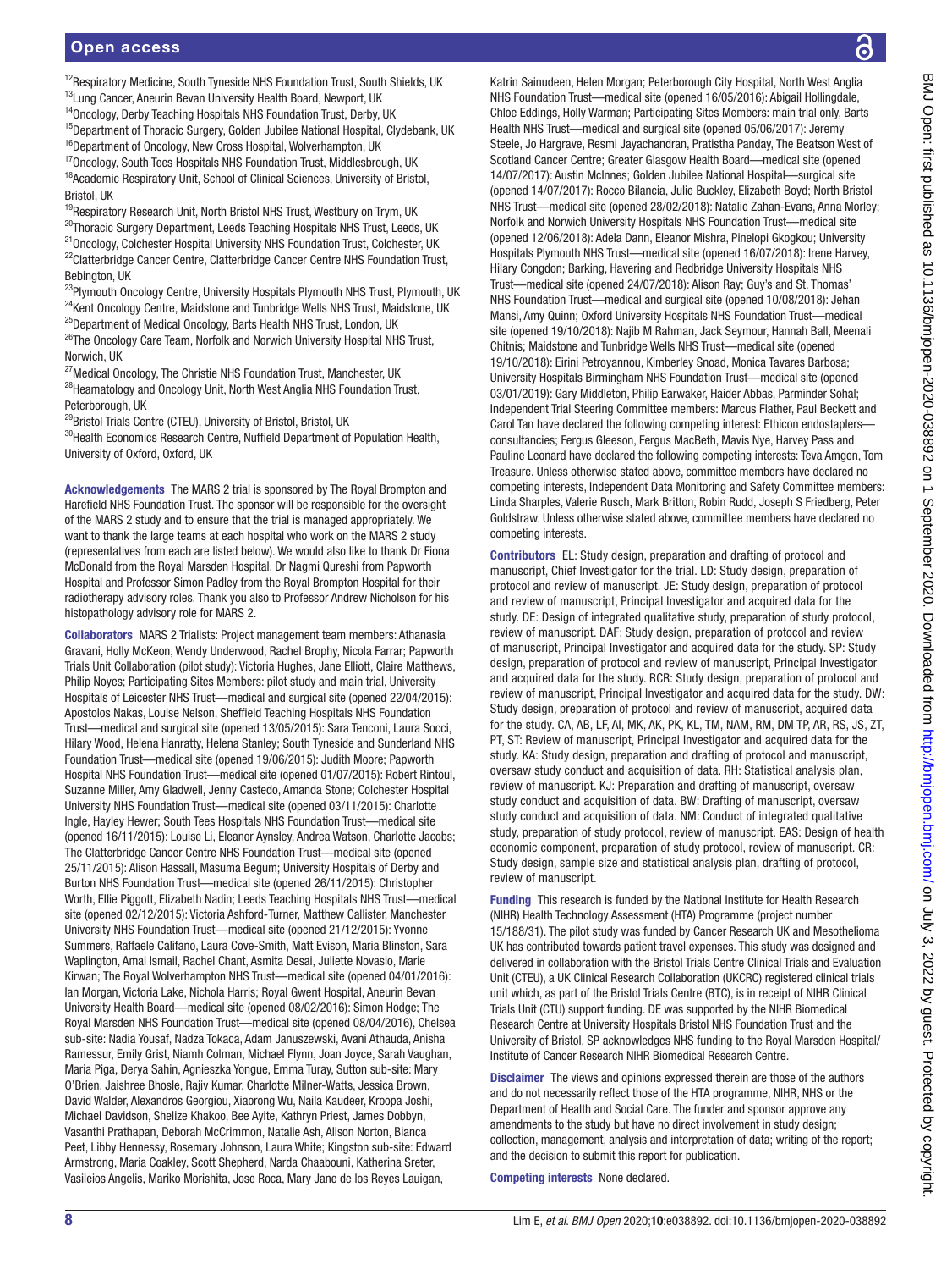[12]Respiratory Medicine, South Tyneside NHS Foundation Trust, South Shields, UK
[13]Lung Cancer, Aneurin Bevan University Health Board, Newport, UK
[14]Oncology, Derby Teaching Hospitals NHS Foundation Trust, Derby, UK
[15]Department of Thoracic Surgery, Golden Jubilee National Hospital, Clydebank, UK
[16]Department of Oncology, New Cross Hospital, Wolverhampton, UK
[17]Oncology, South Tees Hospitals NHS Foundation Trust, Middlesbrough, UK
[18]Academic Respiratory Unit, School of Clinical Sciences, University of Bristol, Bristol, UK
[19]Respiratory Research Unit, North Bristol NHS Trust, Westbury on Trym, UK
[20]Thoracic Surgery Department, Leeds Teaching Hospitals NHS Trust, Leeds, UK
[21]Oncology, Colchester Hospital University NHS Foundation Trust, Colchester, UK
[22]Clatterbridge Cancer Centre, Clatterbridge Cancer Centre NHS Foundation Trust, Bebington, UK
[23]Plymouth Oncology Centre, University Hospitals Plymouth NHS Trust, Plymouth, UK
[24]Kent Oncology Centre, Maidstone and Tunbridge Wells NHS Trust, Maidstone, UK
[25]Department of Medical Oncology, Barts Health NHS Trust, London, UK
[26]The Oncology Care Team, Norfolk and Norwich University Hospital NHS Trust, Norwich, UK
[27]Medical Oncology, The Christie NHS Foundation Trust, Manchester, UK
[28]Heamatology and Oncology Unit, North West Anglia NHS Foundation Trust, Peterborough, UK
[29]Bristol Trials Centre (CTEU), University of Bristol, Bristol, UK
[30]Health Economics Research Centre, Nuffield Department of Population Health, University of Oxford, Oxford, UK

**Acknowledgements** The MARS 2 trial is sponsored by The Royal Brompton and Harefield NHS Foundation Trust. The sponsor will be responsible for the oversight of the MARS 2 study and to ensure that the trial is managed appropriately. We want to thank the large teams at each hospital who work on the MARS 2 study (representatives from each are listed below). We would also like to thank Dr Fiona McDonald from the Royal Marsden Hospital, Dr Nagmi Qureshi from Papworth Hospital and Professor Simon Padley from the Royal Brompton Hospital for their radiotherapy advisory roles. Thank you also to Professor Andrew Nicholson for his histopathology advisory role for MARS 2.

**Collaborators** MARS 2 Trialists: Project management team members: Athanasia Gravani, Holly McKeon, Wendy Underwood, Rachel Brophy, Nicola Farrar; Papworth Trials Unit Collaboration (pilot study): Victoria Hughes, Jane Elliott, Claire Matthews, Philip Noyes; Participating Sites Members: pilot study and main trial, University Hospitals of Leicester NHS Trust—medical and surgical site (opened 22/04/2015): Apostolos Nakas, Louise Nelson, Sheffield Teaching Hospitals NHS Foundation Trust—medical and surgical site (opened 13/05/2015): Sara Tenconi, Laura Socci, Hilary Wood, Helena Hanratty, Helena Stanley; South Tyneside and Sunderland NHS Foundation Trust—medical site (opened 19/06/2015): Judith Moore; Papworth Hospital NHS Foundation Trust—medical site (opened 01/07/2015): Robert Rintoul, Suzanne Miller, Amy Gladwell, Jenny Castedo, Amanda Stone; Colchester Hospital University NHS Foundation Trust—medical site (opened 03/11/2015): Charlotte Ingle, Hayley Hewer; South Tees Hospitals NHS Foundation Trust—medical site (opened 16/11/2015): Louise Li, Eleanor Aynsley, Andrea Watson, Charlotte Jacobs; The Clatterbridge Cancer Centre NHS Foundation Trust—medical site (opened 25/11/2015): Alison Hassall, Masuma Begum; University Hospitals of Derby and Burton NHS Foundation Trust—medical site (opened 26/11/2015): Christopher Worth, Ellie Piggott, Elizabeth Nadin; Leeds Teaching Hospitals NHS Trust—medical site (opened 02/12/2015): Victoria Ashford-Turner, Matthew Callister, Manchester University NHS Foundation Trust—medical site (opened 21/12/2015): Yvonne Summers, Raffaele Califano, Laura Cove-Smith, Matt Evison, Maria Blinston, Sara Waplington, Amal Ismail, Rachel Chant, Asmita Desai, Juliette Novasio, Marie Kirwan; The Royal Wolverhampton NHS Trust—medical site (opened 04/01/2016): Ian Morgan, Victoria Lake, Nichola Harris; Royal Gwent Hospital, Aneurin Bevan University Health Board—medical site (opened 08/02/2016): Simon Hodge; The Royal Marsden NHS Foundation Trust—medical site (opened 08/04/2016), Chelsea sub-site: Nadia Yousaf, Nadza Tokaca, Adam Januszewski, Avani Athauda, Anisha Ramessur, Emily Grist, Niamh Colman, Michael Flynn, Joan Joyce, Sarah Vaughan, Maria Piga, Derya Sahin, Agnieszka Yongue, Emma Turay, Sutton sub-site: Mary O'Brien, Jaishree Bhosle, Rajiv Kumar, Charlotte Milner-Watts, Jessica Brown, David Walder, Alexandros Georgiou, Xiaorong Wu, Naila Kaudeer, Kroopa Joshi, Michael Davidson, Shelize Khakoo, Bee Ayite, Kathryn Priest, James Dobbyn, Vasanthi Prathapan, Deborah McCrimmon, Natalie Ash, Alison Norton, Bianca Peet, Libby Hennessy, Rosemary Johnson, Laura White; Kingston sub-site: Edward Armstrong, Maria Coakley, Scott Shepherd, Narda Chaabouni, Katherina Sreter, Vasileios Angelis, Mariko Morishita, Jose Roca, Mary Jane de los Reyes Lauigan, Katrin Sainudeen, Helen Morgan; Peterborough City Hospital, North West Anglia NHS Foundation Trust—medical site (opened 16/05/2016): Abigail Hollingdale, Chloe Eddings, Holly Warman; Participating Sites Members: main trial only, Barts Health NHS Trust—medical and surgical site (opened 05/06/2017): Jeremy Steele, Jo Hargrave, Resmi Jayachandran, Pratistha Panday, The Beatson West of Scotland Cancer Centre; Greater Glasgow Health Board—medical site (opened 14/07/2017): Austin McInnes; Golden Jubilee National Hospital—surgical site (opened 14/07/2017): Rocco Bilancia, Julie Buckley, Elizabeth Boyd; North Bristol NHS Trust—medical site (opened 28/02/2018): Natalie Zahan-Evans, Anna Morley; Norfolk and Norwich University Hospitals NHS Foundation Trust—medical site (opened 12/06/2018): Adela Dann, Eleanor Mishra, Pinelopi Gkogkou; University Hospitals Plymouth NHS Trust—medical site (opened 16/07/2018): Irene Harvey, Hilary Congdon; Barking, Havering and Redbridge University Hospitals NHS Trust—medical site (opened 24/07/2018): Alison Ray; Guy's and St. Thomas' NHS Foundation Trust—medical and surgical site (opened 10/08/2018): Jehan Mansi, Amy Quinn; Oxford University Hospitals NHS Foundation Trust—medical site (opened 19/10/2018): Najib M Rahman, Jack Seymour, Hannah Ball, Meenali Chitnis; Maidstone and Tunbridge Wells NHS Trust—medical site (opened 19/10/2018): Eirini Petroyannou, Kimberley Snoad, Monica Tavares Barbosa; University Hospitals Birmingham NHS Foundation Trust—medical site (opened 03/01/2019): Gary Middleton, Philip Earwaker, Haider Abbas, Parminder Sohal; Independent Trial Steering Committee members: Marcus Flather, Paul Beckett and Carol Tan have declared the following competing interest: Ethicon endostaplers—consultancies; Fergus Gleeson, Fergus MacBeth, Mavis Nye, Harvey Pass and Pauline Leonard have declared the following competing interests: Teva Amgen, Tom Treasure. Unless otherwise stated above, committee members have declared no competing interests, Independent Data Monitoring and Safety Committee members: Linda Sharples, Valerie Rusch, Mark Britton, Robin Rudd, Joseph S Friedberg, Peter Goldstraw. Unless otherwise stated above, committee members have declared no competing interests.

**Contributors** EL: Study design, preparation and drafting of protocol and manuscript, Chief Investigator for the trial. LD: Study design, preparation of protocol and review of manuscript. JE: Study design, preparation of protocol and review of manuscript, Principal Investigator and acquired data for the study. DE: Design of integrated qualitative study, preparation of study protocol, review of manuscript. DAF: Study design, preparation of protocol and review of manuscript, Principal Investigator and acquired data for the study. SP: Study design, preparation of protocol and review of manuscript, Principal Investigator and acquired data for the study. RCR: Study design, preparation of protocol and review of manuscript, Principal Investigator and acquired data for the study. DW: Study design, preparation of protocol and review of manuscript, acquired data for the study. CA, AB, LF, AI, MK, AK, PK, KL, TM, NAM, RM, DM TP, AR, RS, JS, ZT, PT, ST: Review of manuscript, Principal Investigator and acquired data for the study. KA: Study design, preparation and drafting of protocol and manuscript, oversaw study conduct and acquisition of data. RH: Statistical analysis plan, review of manuscript. KJ: Preparation and drafting of manuscript, oversaw study conduct and acquisition of data. BW: Drafting of manuscript, oversaw study conduct and acquisition of data. NM: Conduct of integrated qualitative study, preparation of study protocol, review of manuscript. EAS: Design of health economic component, preparation of study protocol, review of manuscript. CR: Study design, sample size and statistical analysis plan, drafting of protocol, review of manuscript.

**Funding** This research is funded by the National Institute for Health Research (NIHR) Health Technology Assessment (HTA) Programme (project number 15/188/31). The pilot study was funded by Cancer Research UK and Mesothelioma UK has contributed towards patient travel expenses. This study was designed and delivered in collaboration with the Bristol Trials Centre Clinical Trials and Evaluation Unit (CTEU), a UK Clinical Research Collaboration (UKCRC) registered clinical trials unit which, as part of the Bristol Trials Centre (BTC), is in receipt of NIHR Clinical Trials Unit (CTU) support funding. DE was supported by the NIHR Biomedical Research Centre at University Hospitals Bristol NHS Foundation Trust and the University of Bristol. SP acknowledges NHS funding to the Royal Marsden Hospital/Institute of Cancer Research NIHR Biomedical Research Centre.

**Disclaimer** The views and opinions expressed therein are those of the authors and do not necessarily reflect those of the HTA programme, NIHR, NHS or the Department of Health and Social Care. The funder and sponsor approve any amendments to the study but have no direct involvement in study design; collection, management, analysis and interpretation of data; writing of the report; and the decision to submit this report for publication.

**Competing interests** None declared.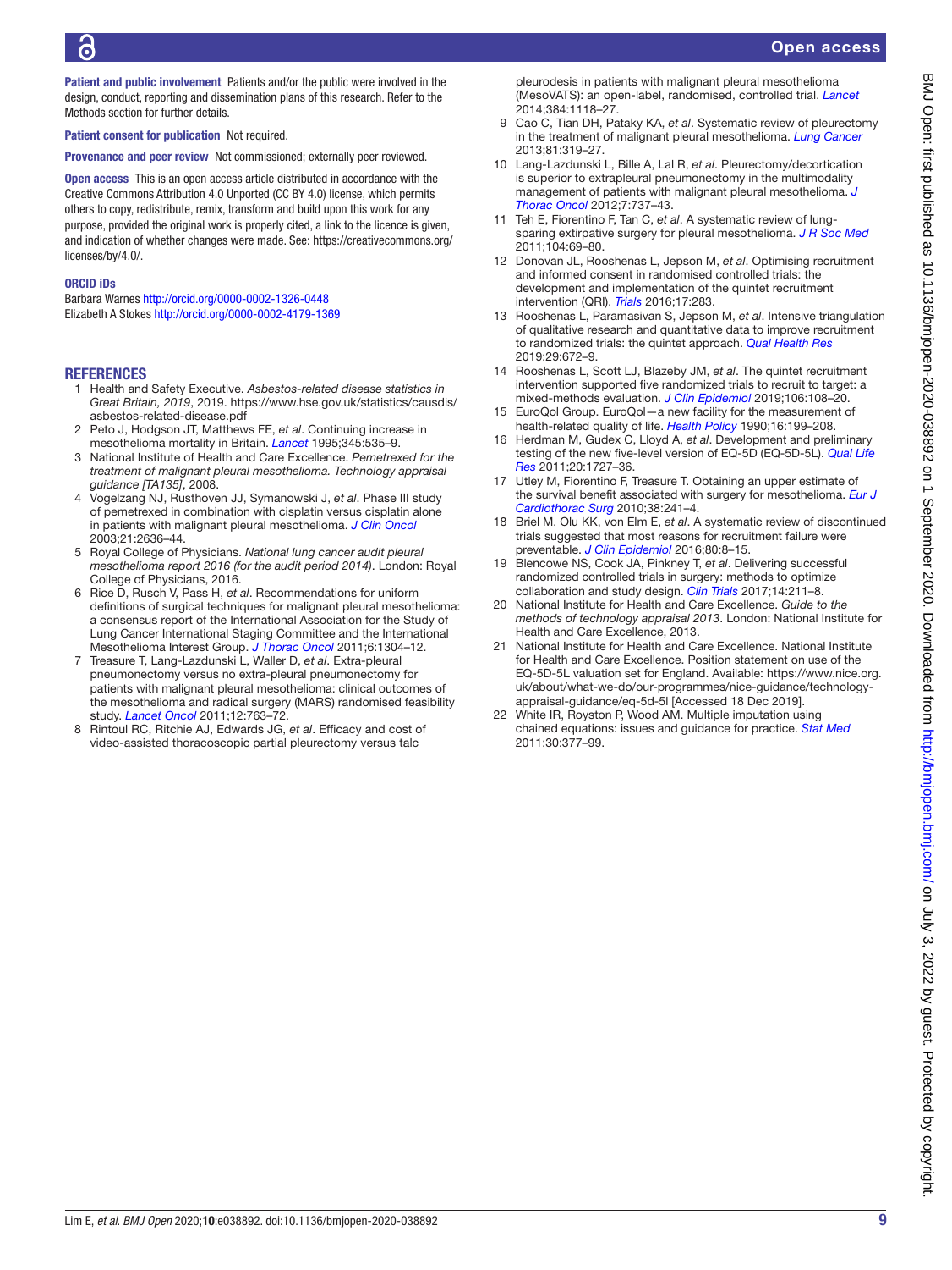**Patient and public involvement** Patients and/or the public were involved in the design, conduct, reporting and dissemination plans of this research. Refer to the Methods section for further details.

**Patient consent for publication** Not required.

**Provenance and peer review** Not commissioned; externally peer reviewed.

**Open access** This is an open access article distributed in accordance with the Creative Commons Attribution 4.0 Unported (CC BY 4.0) license, which permits others to copy, redistribute, remix, transform and build upon this work for any purpose, provided the original work is properly cited, a link to the licence is given, and indication of whether changes were made. See: https://creativecommons.org/licenses/by/4.0/.

**ORCID iDs**

Barbara Warnes http://orcid.org/0000-0002-1326-0448
Elizabeth A Stokes http://orcid.org/0000-0002-4179-1369

## REFERENCES

1. Health and Safety Executive. *Asbestos-related disease statistics in Great Britain, 2019*, 2019. https://www.hse.gov.uk/statistics/causdis/asbestos-related-disease.pdf
2. Peto J, Hodgson JT, Matthews FE, *et al*. Continuing increase in mesothelioma mortality in Britain. *Lancet* 1995;345:535–9.
3. National Institute of Health and Care Excellence. *Pemetrexed for the treatment of malignant pleural mesothelioma. Technology appraisal guidance [TA135]*, 2008.
4. Vogelzang NJ, Rusthoven JJ, Symanowski J, *et al*. Phase III study of pemetrexed in combination with cisplatin versus cisplatin alone in patients with malignant pleural mesothelioma. *J Clin Oncol* 2003;21:2636–44.
5. Royal College of Physicians. *National lung cancer audit pleural mesothelioma report 2016 (for the audit period 2014)*. London: Royal College of Physicians, 2016.
6. Rice D, Rusch V, Pass H, *et al*. Recommendations for uniform definitions of surgical techniques for malignant pleural mesothelioma: a consensus report of the International Association for the Study of Lung Cancer International Staging Committee and the International Mesothelioma Interest Group. *J Thorac Oncol* 2011;6:1304–12.
7. Treasure T, Lang-Lazdunski L, Waller D, *et al*. Extra-pleural pneumonectomy versus no extra-pleural pneumonectomy for patients with malignant pleural mesothelioma: clinical outcomes of the mesothelioma and radical surgery (MARS) randomised feasibility study. *Lancet Oncol* 2011;12:763–72.
8. Rintoul RC, Ritchie AJ, Edwards JG, *et al*. Efficacy and cost of video-assisted thoracoscopic partial pleurectomy versus talc pleurodesis in patients with malignant pleural mesothelioma (MesoVATS): an open-label, randomised, controlled trial. *Lancet* 2014;384:1118–27.
9. Cao C, Tian DH, Pataky KA, *et al*. Systematic review of pleurectomy in the treatment of malignant pleural mesothelioma. *Lung Cancer* 2013;81:319–27.
10. Lang-Lazdunski L, Bille A, Lal R, *et al*. Pleurectomy/decortication is superior to extrapleural pneumonectomy in the multimodality management of patients with malignant pleural mesothelioma. *J Thorac Oncol* 2012;7:737–43.
11. Teh E, Fiorentino F, Tan C, *et al*. A systematic review of lung-sparing extirpative surgery for pleural mesothelioma. *J R Soc Med* 2011;104:69–80.
12. Donovan JL, Rooshenas L, Jepson M, *et al*. Optimising recruitment and informed consent in randomised controlled trials: the development and implementation of the quintet recruitment intervention (QRI). *Trials* 2016;17:283.
13. Rooshenas L, Paramasivan S, Jepson M, *et al*. Intensive triangulation of qualitative research and quantitative data to improve recruitment to randomized trials: the quintet approach. *Qual Health Res* 2019;29:672–9.
14. Rooshenas L, Scott LJ, Blazeby JM, *et al*. The quintet recruitment intervention supported five randomized trials to recruit to target: a mixed-methods evaluation. *J Clin Epidemiol* 2019;106:108–20.
15. EuroQol Group. EuroQol—a new facility for the measurement of health-related quality of life. *Health Policy* 1990;16:199–208.
16. Herdman M, Gudex C, Lloyd A, *et al*. Development and preliminary testing of the new five-level version of EQ-5D (EQ-5D-5L). *Qual Life Res* 2011;20:1727–36.
17. Utley M, Fiorentino F, Treasure T. Obtaining an upper estimate of the survival benefit associated with surgery for mesothelioma. *Eur J Cardiothorac Surg* 2010;38:241–4.
18. Briel M, Olu KK, von Elm E, *et al*. A systematic review of discontinued trials suggested that most reasons for recruitment failure were preventable. *J Clin Epidemiol* 2016;80:8–15.
19. Blencowe NS, Cook JA, Pinkney T, *et al*. Delivering successful randomized controlled trials in surgery: methods to optimize collaboration and study design. *Clin Trials* 2017;14:211–8.
20. National Institute for Health and Care Excellence. *Guide to the methods of technology appraisal 2013*. London: National Institute for Health and Care Excellence, 2013.
21. National Institute for Health and Care Excellence. National Institute for Health and Care Excellence. Position statement on use of the EQ-5D-5L valuation set for England. Available: https://www.nice.org.uk/about/what-we-do/our-programmes/nice-guidance/technology-appraisal-guidance/eq-5d-5l [Accessed 18 Dec 2019].
22. White IR, Royston P, Wood AM. Multiple imputation using chained equations: issues and guidance for practice. *Stat Med* 2011;30:377–99.